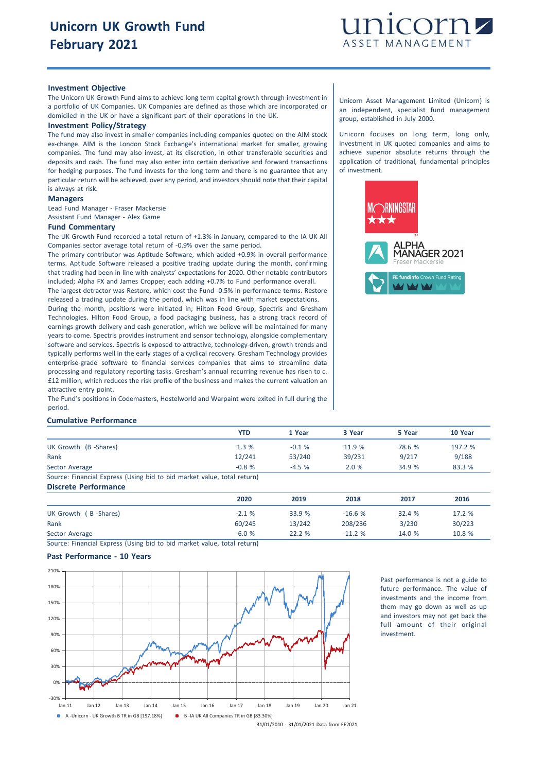# Unicorn UK Growth Fund
# February 2021

unicorn ASSET MANAGEMENT

### Investment Objective

The Unicorn UK Growth Fund aims to achieve long term capital growth through investment in a portfolio of UK Companies. UK Companies are defined as those which are incorporated or domiciled in the UK or have a significant part of their operations in the UK.

### Investment Policy/Strategy

The fund may also invest in smaller companies including companies quoted on the AIM stock ex-change. AIM is the London Stock Exchange's international market for smaller, growing companies. The fund may also invest, at its discretion, in other transferable securities and deposits and cash. The fund may also enter into certain derivative and forward transactions for hedging purposes. The fund invests for the long term and there is no guarantee that any particular return will be achieved, over any period, and investors should note that their capital is always at risk.

### Managers

Lead Fund Manager - Fraser Mackersie
Assistant Fund Manager - Alex Game

### Fund Commentary

The UK Growth Fund recorded a total return of +1.3% in January, compared to the IA UK All Companies sector average total return of -0.9% over the same period.

The primary contributor was Aptitude Software, which added +0.9% in overall performance terms. Aptitude Software released a positive trading update during the month, confirming that trading had been in line with analysts' expectations for 2020. Other notable contributors included; Alpha FX and James Cropper, each adding +0.7% to Fund performance overall.

The largest detractor was Restore, which cost the Fund -0.5% in performance terms. Restore released a trading update during the period, which was in line with market expectations.

During the month, positions were initiated in; Hilton Food Group, Spectris and Gresham Technologies. Hilton Food Group, a food packaging business, has a strong track record of earnings growth delivery and cash generation, which we believe will be maintained for many years to come. Spectris provides instrument and sensor technology, alongside complementary software and services. Spectris is exposed to attractive, technology-driven, growth trends and typically performs well in the early stages of a cyclical recovery. Gresham Technology provides enterprise-grade software to financial services companies that aims to streamline data processing and regulatory reporting tasks. Gresham's annual recurring revenue has risen to c. £12 million, which reduces the risk profile of the business and makes the current valuation an attractive entry point.

The Fund's positions in Codemasters, Hostelworld and Warpaint were exited in full during the period.

Unicorn Asset Management Limited (Unicorn) is an independent, specialist fund management group, established in July 2000.

Unicorn focuses on long term, long only, investment in UK quoted companies and aims to achieve superior absolute returns through the application of traditional, fundamental principles of investment.

MORNINGSTAR ★★★

ALPHA MANAGER 2021 Fraser Mackersie

FE fundinfo Crown Fund Rating

### Cumulative Performance

| | YTD | 1 Year | 3 Year | 5 Year | 10 Year |
|---|---|---|---|---|---|
| UK Growth (B -Shares) | 1.3 % | -0.1 % | 11.9 % | 78.6 % | 197.2 % |
| Rank | 12/241 | 53/240 | 39/231 | 9/217 | 9/188 |
| Sector Average | -0.8 % | -4.5 % | 2.0 % | 34.9 % | 83.3 % |

Source: Financial Express (Using bid to bid market value, total return)

### Discrete Performance

| | 2020 | 2019 | 2018 | 2017 | 2016 |
|---|---|---|---|---|---|
| UK Growth ( B -Shares) | -2.1 % | 33.9 % | -16.6 % | 32.4 % | 17.2 % |
| Rank | 60/245 | 13/242 | 208/236 | 3/230 | 30/223 |
| Sector Average | -6.0 % | 22.2 % | -11.2 % | 14.0 % | 10.8 % |

Source: Financial Express (Using bid to bid market value, total return)

### Past Performance - 10 Years

A -Unicorn - UK Growth B TR in GB [197.18%]   B -IA UK All Companies TR in GB [83.30%]

31/01/2010 - 31/01/2021 Data from FE2021

Past performance is not a guide to future performance. The value of investments and the income from them may go down as well as up and investors may not get back the full amount of their original investment.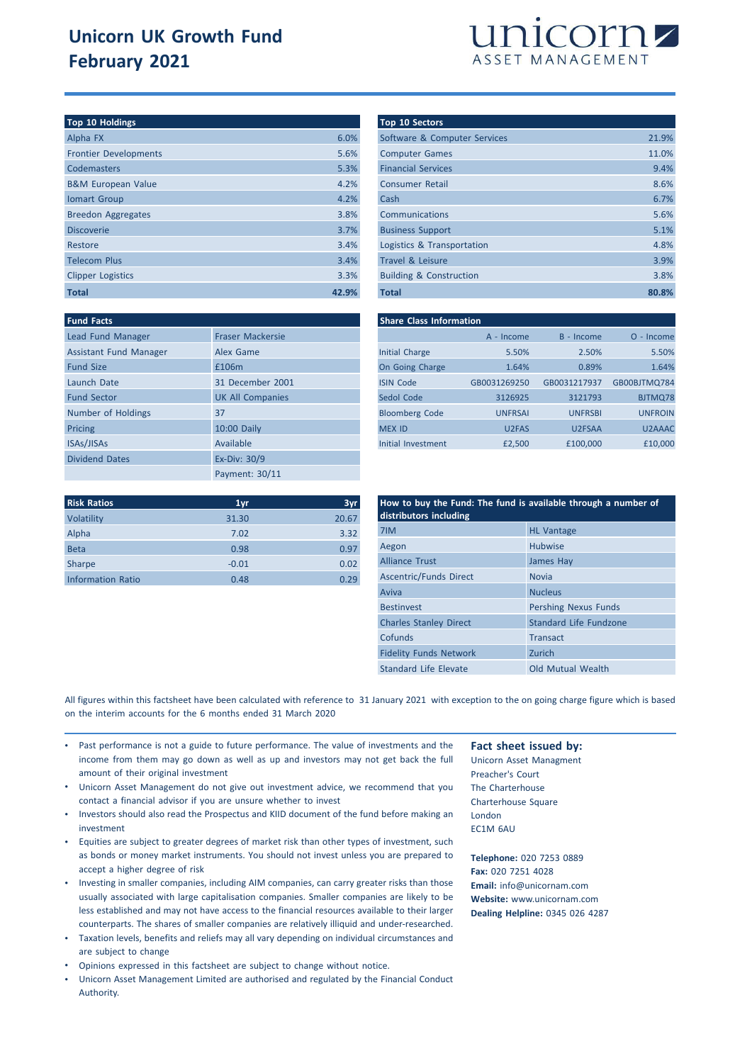# Unicorn UK Growth Fund
# February 2021

| Top 10 Holdings | |
|---|---|
| Alpha FX | 6.0% |
| Frontier Developments | 5.6% |
| Codemasters | 5.3% |
| B&M European Value | 4.2% |
| Iomart Group | 4.2% |
| Breedon Aggregates | 3.8% |
| Discoverie | 3.7% |
| Restore | 3.4% |
| Telecom Plus | 3.4% |
| Clipper Logistics | 3.3% |
| **Total** | **42.9%** |

| Top 10 Sectors | |
|---|---|
| Software & Computer Services | 21.9% |
| Computer Games | 11.0% |
| Financial Services | 9.4% |
| Consumer Retail | 8.6% |
| Cash | 6.7% |
| Communications | 5.6% |
| Business Support | 5.1% |
| Logistics & Transportation | 4.8% |
| Travel & Leisure | 3.9% |
| Building & Construction | 3.8% |
| **Total** | **80.8%** |

| Fund Facts | |
|---|---|
| Lead Fund Manager | Fraser Mackersie |
| Assistant Fund Manager | Alex Game |
| Fund Size | £106m |
| Launch Date | 31 December 2001 |
| Fund Sector | UK All Companies |
| Number of Holdings | 37 |
| Pricing | 10:00 Daily |
| ISAs/JISAs | Available |
| Dividend Dates | Ex-Div: 30/9 |
| | Payment: 30/11 |

| Share Class Information | A - Income | B - Income | O - Income |
|---|---|---|---|
| Initial Charge | 5.50% | 2.50% | 5.50% |
| On Going Charge | 1.64% | 0.89% | 1.64% |
| ISIN Code | GB0031269250 | GB0031217937 | GB00BJTMQ784 |
| Sedol Code | 3126925 | 3121793 | BJTMQ78 |
| Bloomberg Code | UNFRSAI | UNFRSBI | UNFROIN |
| MEX ID | U2FAS | U2FSAA | U2AAAC |
| Initial Investment | £2,500 | £100,000 | £10,000 |

| Risk Ratios | 1yr | 3yr |
|---|---|---|
| Volatility | 31.30 | 20.67 |
| Alpha | 7.02 | 3.32 |
| Beta | 0.98 | 0.97 |
| Sharpe | -0.01 | 0.02 |
| Information Ratio | 0.48 | 0.29 |

| How to buy the Fund: The fund is available through a number of distributors including | |
|---|---|
| 7IM | HL Vantage |
| Aegon | Hubwise |
| Alliance Trust | James Hay |
| Ascentric/Funds Direct | Novia |
| Aviva | Nucleus |
| Bestinvest | Pershing Nexus Funds |
| Charles Stanley Direct | Standard Life Fundzone |
| Cofunds | Transact |
| Fidelity Funds Network | Zurich |
| Standard Life Elevate | Old Mutual Wealth |

All figures within this factsheet have been calculated with reference to 31 January 2021 with exception to the on going charge figure which is based on the interim accounts for the 6 months ended 31 March 2020

- Past performance is not a guide to future performance. The value of investments and the income from them may go down as well as up and investors may not get back the full amount of their original investment
- Unicorn Asset Management do not give out investment advice, we recommend that you contact a financial advisor if you are unsure whether to invest
- Investors should also read the Prospectus and KIID document of the fund before making an investment
- Equities are subject to greater degrees of market risk than other types of investment, such as bonds or money market instruments. You should not invest unless you are prepared to accept a higher degree of risk
- Investing in smaller companies, including AIM companies, can carry greater risks than those usually associated with large capitalisation companies. Smaller companies are likely to be less established and may not have access to the financial resources available to their larger counterparts. The shares of smaller companies are relatively illiquid and under-researched.
- Taxation levels, benefits and reliefs may all vary depending on individual circumstances and are subject to change
- Opinions expressed in this factsheet are subject to change without notice.
- Unicorn Asset Management Limited are authorised and regulated by the Financial Conduct Authority.

**Fact sheet issued by:**
Unicorn Asset Managment
Preacher's Court
The Charterhouse
Charterhouse Square
London
EC1M 6AU

**Telephone:** 020 7253 0889
**Fax:** 020 7251 4028
**Email:** info@unicornam.com
**Website:** www.unicornam.com
**Dealing Helpline:** 0345 026 4287